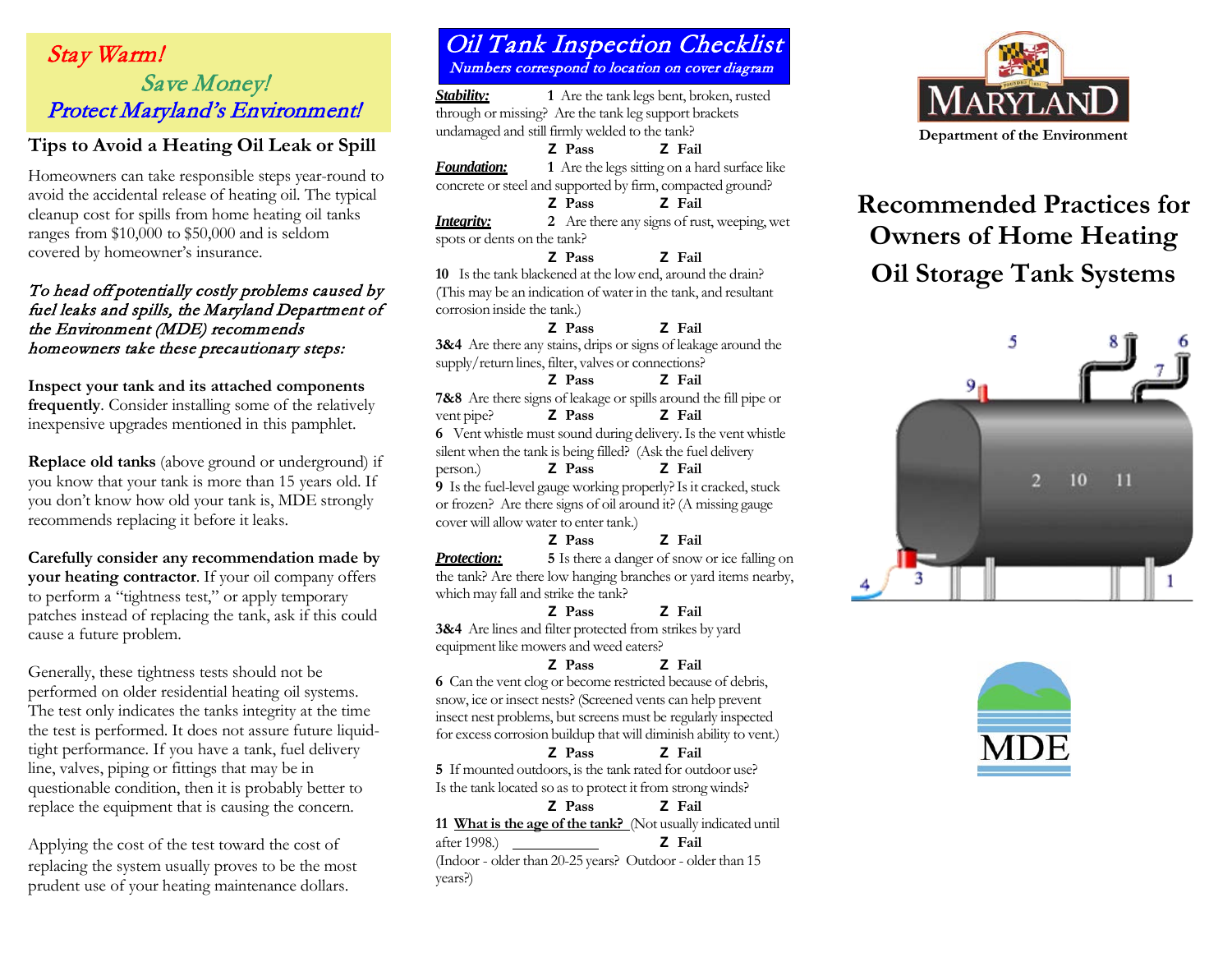*Stay Warm!*
*Save Money!*
*Protect Maryland's Environment!*

## Tips to Avoid a Heating Oil Leak or Spill

Homeowners can take responsible steps year-round to avoid the accidental release of heating oil. The typical cleanup cost for spills from home heating oil tanks ranges from $10,000 to $50,000 and is seldom covered by homeowner's insurance.

*To head off potentially costly problems caused by fuel leaks and spills, the Maryland Department of the Environment (MDE) recommends homeowners take these precautionary steps:*

**Inspect your tank and its attached components frequently**. Consider installing some of the relatively inexpensive upgrades mentioned in this pamphlet.

**Replace old tanks** (above ground or underground) if you know that your tank is more than 15 years old. If you don't know how old your tank is, MDE strongly recommends replacing it before it leaks.

**Carefully consider any recommendation made by your heating contractor**. If your oil company offers to perform a "tightness test," or apply temporary patches instead of replacing the tank, ask if this could cause a future problem.

Generally, these tightness tests should not be performed on older residential heating oil systems. The test only indicates the tanks integrity at the time the test is performed. It does not assure future liquid-tight performance. If you have a tank, fuel delivery line, valves, piping or fittings that may be in questionable condition, then it is probably better to replace the equipment that is causing the concern.

Applying the cost of the test toward the cost of replacing the system usually proves to be the most prudent use of your heating maintenance dollars.

## *Oil Tank Inspection Checklist*

*Numbers correspond to location on cover diagram*

***Stability:*** **1** Are the tank legs bent, broken, rusted through or missing? Are the tank leg support brackets undamaged and still firmly welded to the tank?
Pass  Fail

***Foundation:*** **1** Are the legs sitting on a hard surface like concrete or steel and supported by firm, compacted ground?
Pass  Fail

***Integrity:*** **2** Are there any signs of rust, weeping, wet spots or dents on the tank?
Pass  Fail

**10** Is the tank blackened at the low end, around the drain? (This may be an indication of water in the tank, and resultant corrosion inside the tank.)
Pass  Fail

**3&4** Are there any stains, drips or signs of leakage around the supply/return lines, filter, valves or connections?
Pass  Fail

**7&8** Are there signs of leakage or spills around the fill pipe or vent pipe?
Pass  Fail

**6** Vent whistle must sound during delivery. Is the vent whistle silent when the tank is being filled? (Ask the fuel delivery person.)
Pass  Fail

**9** Is the fuel-level gauge working properly? Is it cracked, stuck or frozen? Are there signs of oil around it? (A missing gauge cover will allow water to enter tank.)
Pass  Fail

***Protection:*** **5** Is there a danger of snow or ice falling on the tank? Are there low hanging branches or yard items nearby, which may fall and strike the tank?
Pass  Fail

**3&4** Are lines and filter protected from strikes by yard equipment like mowers and weed eaters?
Pass  Fail

**6** Can the vent clog or become restricted because of debris, snow, ice or insect nests? (Screened vents can help prevent insect nest problems, but screens must be regularly inspected for excess corrosion buildup that will diminish ability to vent.)
Pass  Fail

**5** If mounted outdoors, is the tank rated for outdoor use? Is the tank located so as to protect it from strong winds?
Pass  Fail

**11** **What is the age of the tank?** (Not usually indicated until after 1998.) ____________  Fail
(Indoor - older than 20-25 years? Outdoor - older than 15 years?)

MARYLAND
Department of the Environment

# Recommended Practices for Owners of Home Heating Oil Storage Tank Systems

5 8 6 9 7 2 10 11 4 3 1

MDE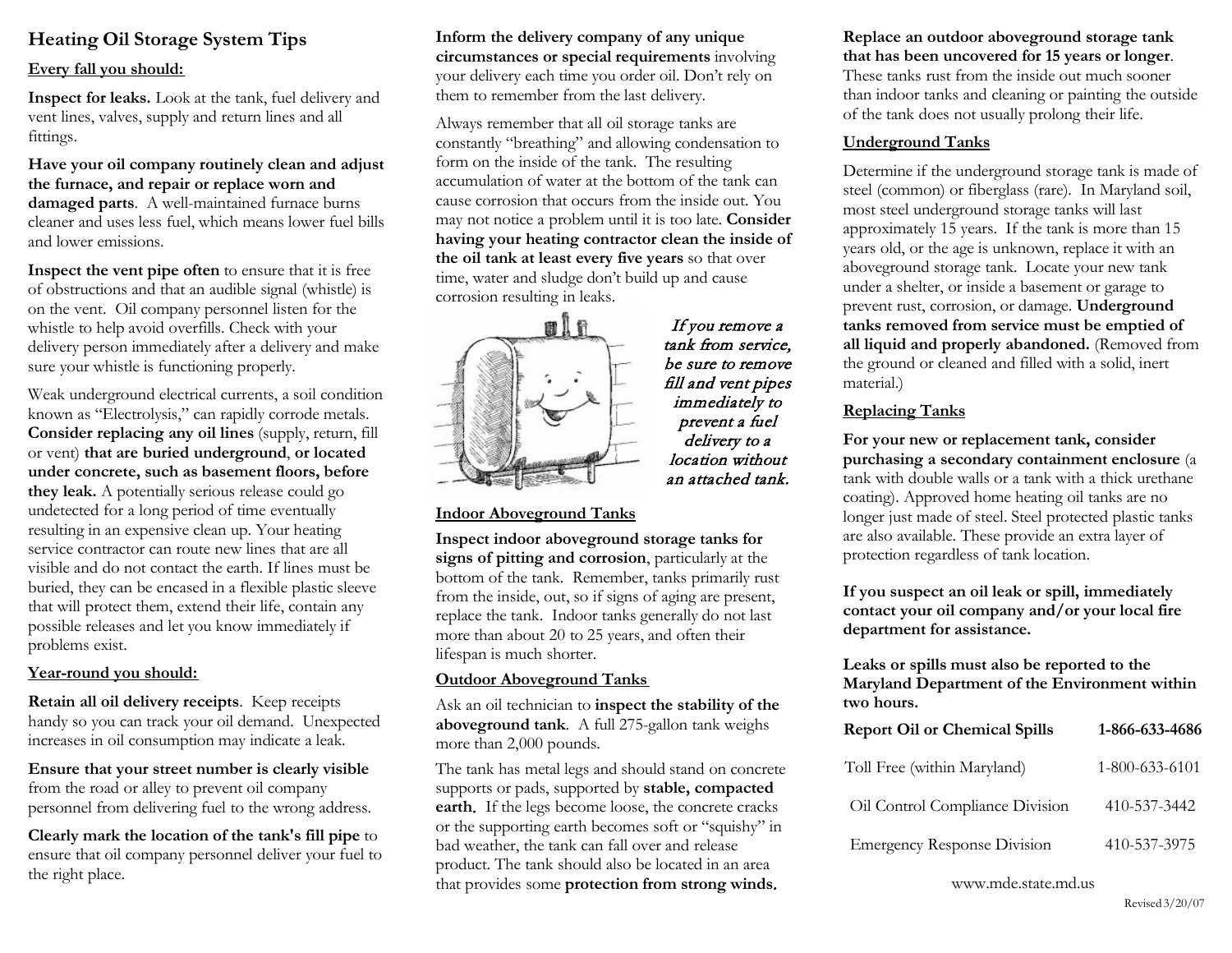## Heating Oil Storage System Tips

### Every fall you should:

**Inspect for leaks.** Look at the tank, fuel delivery and vent lines, valves, supply and return lines and all fittings.

**Have your oil company routinely clean and adjust the furnace, and repair or replace worn and damaged parts**. A well-maintained furnace burns cleaner and uses less fuel, which means lower fuel bills and lower emissions.

**Inspect the vent pipe often** to ensure that it is free of obstructions and that an audible signal (whistle) is on the vent. Oil company personnel listen for the whistle to help avoid overfills. Check with your delivery person immediately after a delivery and make sure your whistle is functioning properly.

Weak underground electrical currents, a soil condition known as "Electrolysis," can rapidly corrode metals. **Consider replacing any oil lines** (supply, return, fill or vent) **that are buried underground**, **or located under concrete, such as basement floors, before they leak.** A potentially serious release could go undetected for a long period of time eventually resulting in an expensive clean up. Your heating service contractor can route new lines that are all visible and do not contact the earth. If lines must be buried, they can be encased in a flexible plastic sleeve that will protect them, extend their life, contain any possible releases and let you know immediately if problems exist.

### Year-round you should:

**Retain all oil delivery receipts**. Keep receipts handy so you can track your oil demand. Unexpected increases in oil consumption may indicate a leak.

**Ensure that your street number is clearly visible** from the road or alley to prevent oil company personnel from delivering fuel to the wrong address.

**Clearly mark the location of the tank's fill pipe** to ensure that oil company personnel deliver your fuel to the right place.

**Inform the delivery company of any unique circumstances or special requirements** involving your delivery each time you order oil. Don't rely on them to remember from the last delivery.

Always remember that all oil storage tanks are constantly "breathing" and allowing condensation to form on the inside of the tank. The resulting accumulation of water at the bottom of the tank can cause corrosion that occurs from the inside out. You may not notice a problem until it is too late. **Consider having your heating contractor clean the inside of the oil tank at least every five years** so that over time, water and sludge don't build up and cause corrosion resulting in leaks.

*If you remove a tank from service, be sure to remove fill and vent pipes immediately to prevent a fuel delivery to a location without an attached tank.*

### Indoor Aboveground Tanks

**Inspect indoor aboveground storage tanks for signs of pitting and corrosion**, particularly at the bottom of the tank. Remember, tanks primarily rust from the inside, out, so if signs of aging are present, replace the tank. Indoor tanks generally do not last more than about 20 to 25 years, and often their lifespan is much shorter.

### Outdoor Aboveground Tanks

Ask an oil technician to **inspect the stability of the aboveground tank**. A full 275-gallon tank weighs more than 2,000 pounds.

The tank has metal legs and should stand on concrete supports or pads, supported by **stable, compacted earth.** If the legs become loose, the concrete cracks or the supporting earth becomes soft or "squishy" in bad weather, the tank can fall over and release product. The tank should also be located in an area that provides some **protection from strong winds.**

**Replace an outdoor aboveground storage tank that has been uncovered for 15 years or longer**. These tanks rust from the inside out much sooner than indoor tanks and cleaning or painting the outside of the tank does not usually prolong their life.

### Underground Tanks

Determine if the underground storage tank is made of steel (common) or fiberglass (rare). In Maryland soil, most steel underground storage tanks will last approximately 15 years. If the tank is more than 15 years old, or the age is unknown, replace it with an aboveground storage tank. Locate your new tank under a shelter, or inside a basement or garage to prevent rust, corrosion, or damage. **Underground tanks removed from service must be emptied of all liquid and properly abandoned.** (Removed from the ground or cleaned and filled with a solid, inert material.)

### Replacing Tanks

**For your new or replacement tank, consider purchasing a secondary containment enclosure** (a tank with double walls or a tank with a thick urethane coating). Approved home heating oil tanks are no longer just made of steel. Steel protected plastic tanks are also available. These provide an extra layer of protection regardless of tank location.

**If you suspect an oil leak or spill, immediately contact your oil company and/or your local fire department for assistance.**

**Leaks or spills must also be reported to the Maryland Department of the Environment within two hours.**

| | |
|---|---|
| **Report Oil or Chemical Spills** | **1-866-633-4686** |
| Toll Free (within Maryland) | 1-800-633-6101 |
| Oil Control Compliance Division | 410-537-3442 |
| Emergency Response Division | 410-537-3975 |

www.mde.state.md.us

Revised 3/20/07